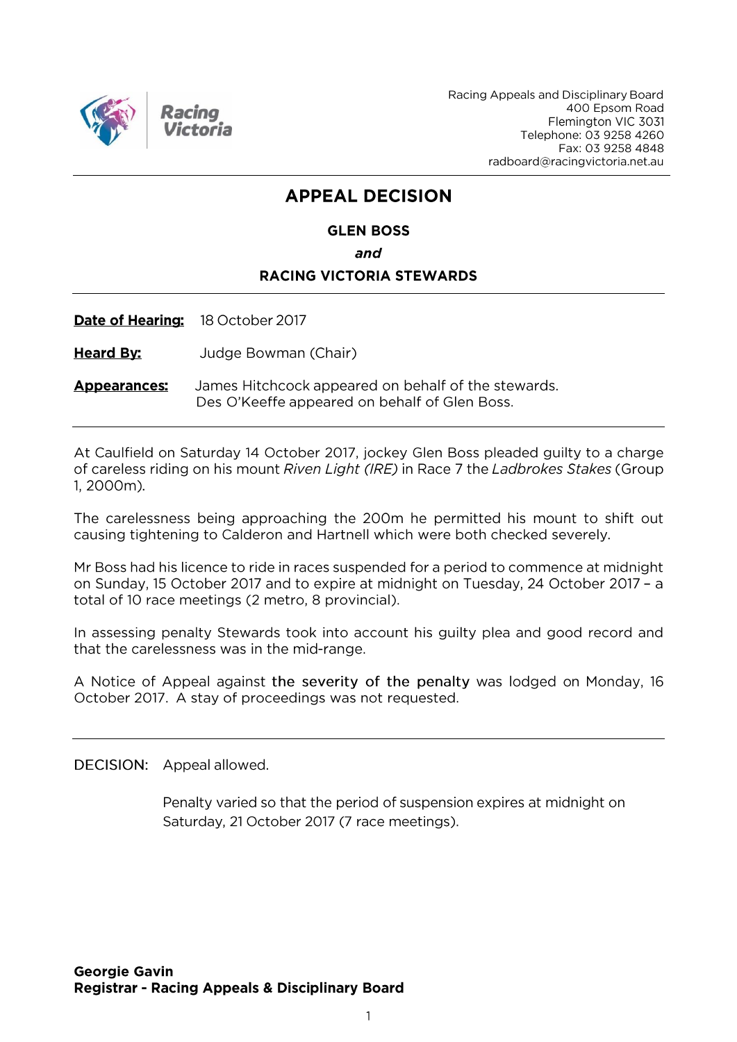Racing Appeals and Disciplinary Board
400 Epsom Road
Flemington VIC 3031
Telephone: 03 9258 4260
Fax: 03 9258 4848
radboard@racingvictoria.net.au

# APPEAL DECISION

**GLEN BOSS**

***and***

**RACING VICTORIA STEWARDS**

---

**Date of Hearing:** 18 October 2017

**Heard By:** Judge Bowman (Chair)

**Appearances:** James Hitchcock appeared on behalf of the stewards.
Des O'Keeffe appeared on behalf of Glen Boss.

---

At Caulfield on Saturday 14 October 2017, jockey Glen Boss pleaded guilty to a charge of careless riding on his mount *Riven Light (IRE)* in Race 7 the *Ladbrokes Stakes* (Group 1, 2000m).

The carelessness being approaching the 200m he permitted his mount to shift out causing tightening to Calderon and Hartnell which were both checked severely.

Mr Boss had his licence to ride in races suspended for a period to commence at midnight on Sunday, 15 October 2017 and to expire at midnight on Tuesday, 24 October 2017 – a total of 10 race meetings (2 metro, 8 provincial).

In assessing penalty Stewards took into account his guilty plea and good record and that the carelessness was in the mid-range.

A Notice of Appeal against the severity of the penalty was lodged on Monday, 16 October 2017. A stay of proceedings was not requested.

---

DECISION: Appeal allowed.

Penalty varied so that the period of suspension expires at midnight on Saturday, 21 October 2017 (7 race meetings).

**Georgie Gavin**
**Registrar - Racing Appeals & Disciplinary Board**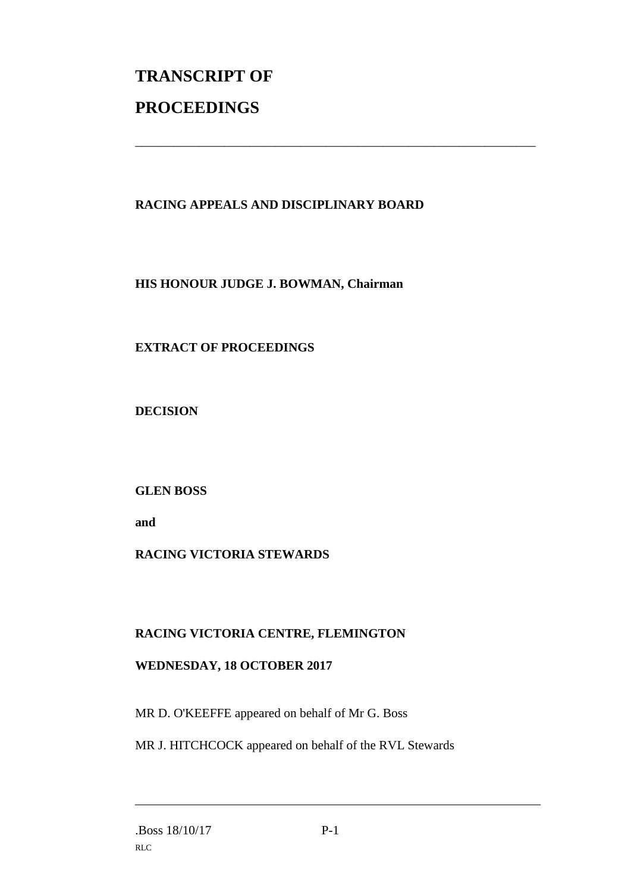# TRANSCRIPT OF

# PROCEEDINGS

---

**RACING APPEALS AND DISCIPLINARY BOARD**

**HIS HONOUR JUDGE J. BOWMAN, Chairman**

**EXTRACT OF PROCEEDINGS**

**DECISION**

**GLEN BOSS**

**and**

**RACING VICTORIA STEWARDS**

**RACING VICTORIA CENTRE, FLEMINGTON**

**WEDNESDAY, 18 OCTOBER 2017**

MR D. O'KEEFFE appeared on behalf of Mr G. Boss

MR J. HITCHCOCK appeared on behalf of the RVL Stewards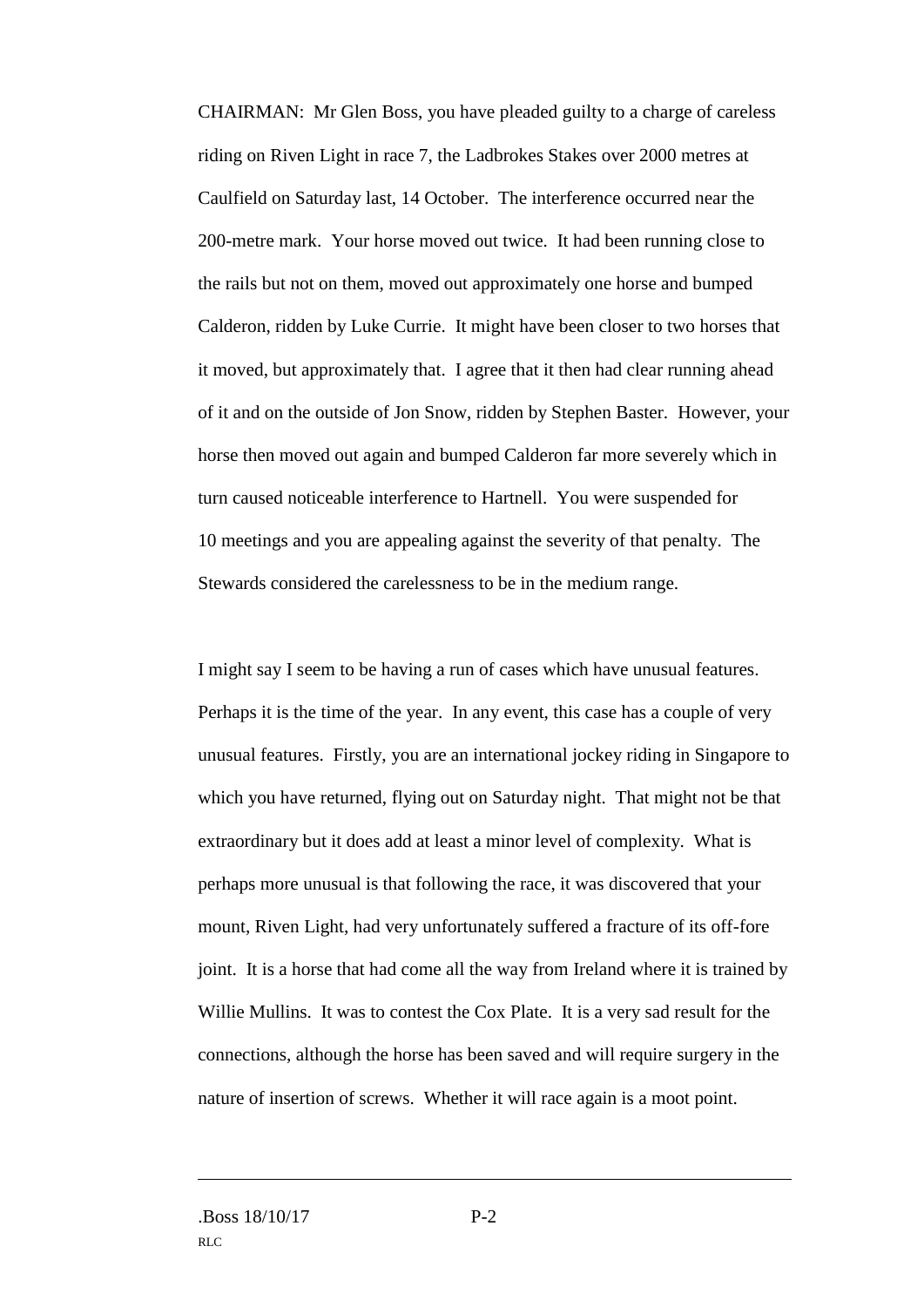CHAIRMAN: Mr Glen Boss, you have pleaded guilty to a charge of careless riding on Riven Light in race 7, the Ladbrokes Stakes over 2000 metres at Caulfield on Saturday last, 14 October. The interference occurred near the 200-metre mark. Your horse moved out twice. It had been running close to the rails but not on them, moved out approximately one horse and bumped Calderon, ridden by Luke Currie. It might have been closer to two horses that it moved, but approximately that. I agree that it then had clear running ahead of it and on the outside of Jon Snow, ridden by Stephen Baster. However, your horse then moved out again and bumped Calderon far more severely which in turn caused noticeable interference to Hartnell. You were suspended for 10 meetings and you are appealing against the severity of that penalty. The Stewards considered the carelessness to be in the medium range.

I might say I seem to be having a run of cases which have unusual features. Perhaps it is the time of the year. In any event, this case has a couple of very unusual features. Firstly, you are an international jockey riding in Singapore to which you have returned, flying out on Saturday night. That might not be that extraordinary but it does add at least a minor level of complexity. What is perhaps more unusual is that following the race, it was discovered that your mount, Riven Light, had very unfortunately suffered a fracture of its off-fore joint. It is a horse that had come all the way from Ireland where it is trained by Willie Mullins. It was to contest the Cox Plate. It is a very sad result for the connections, although the horse has been saved and will require surgery in the nature of insertion of screws. Whether it will race again is a moot point.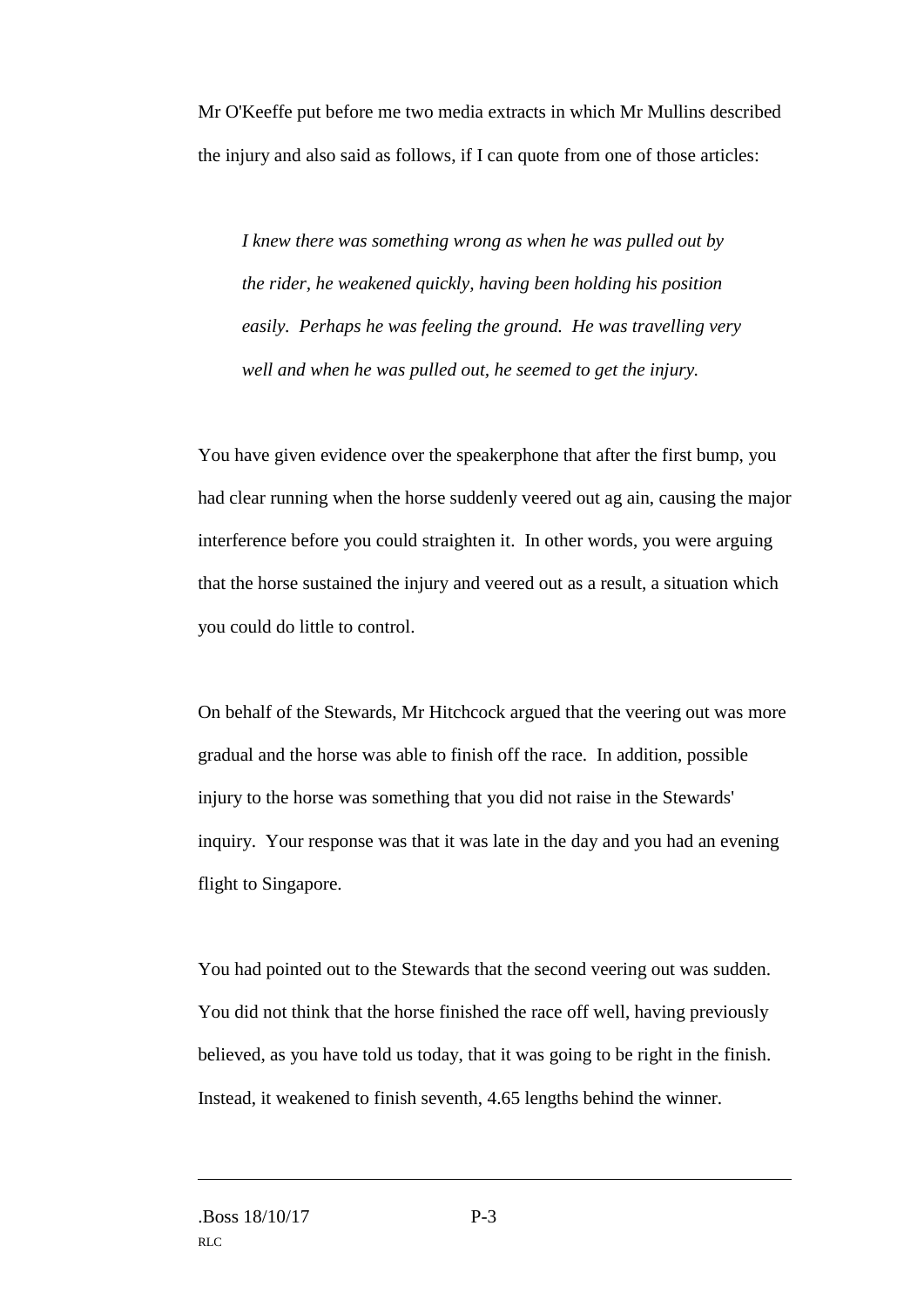Mr O'Keeffe put before me two media extracts in which Mr Mullins described the injury and also said as follows, if I can quote from one of those articles:

> *I knew there was something wrong as when he was pulled out by the rider, he weakened quickly, having been holding his position easily. Perhaps he was feeling the ground. He was travelling very well and when he was pulled out, he seemed to get the injury.*

You have given evidence over the speakerphone that after the first bump, you had clear running when the horse suddenly veered out ag ain, causing the major interference before you could straighten it. In other words, you were arguing that the horse sustained the injury and veered out as a result, a situation which you could do little to control.

On behalf of the Stewards, Mr Hitchcock argued that the veering out was more gradual and the horse was able to finish off the race. In addition, possible injury to the horse was something that you did not raise in the Stewards' inquiry. Your response was that it was late in the day and you had an evening flight to Singapore.

You had pointed out to the Stewards that the second veering out was sudden. You did not think that the horse finished the race off well, having previously believed, as you have told us today, that it was going to be right in the finish. Instead, it weakened to finish seventh, 4.65 lengths behind the winner.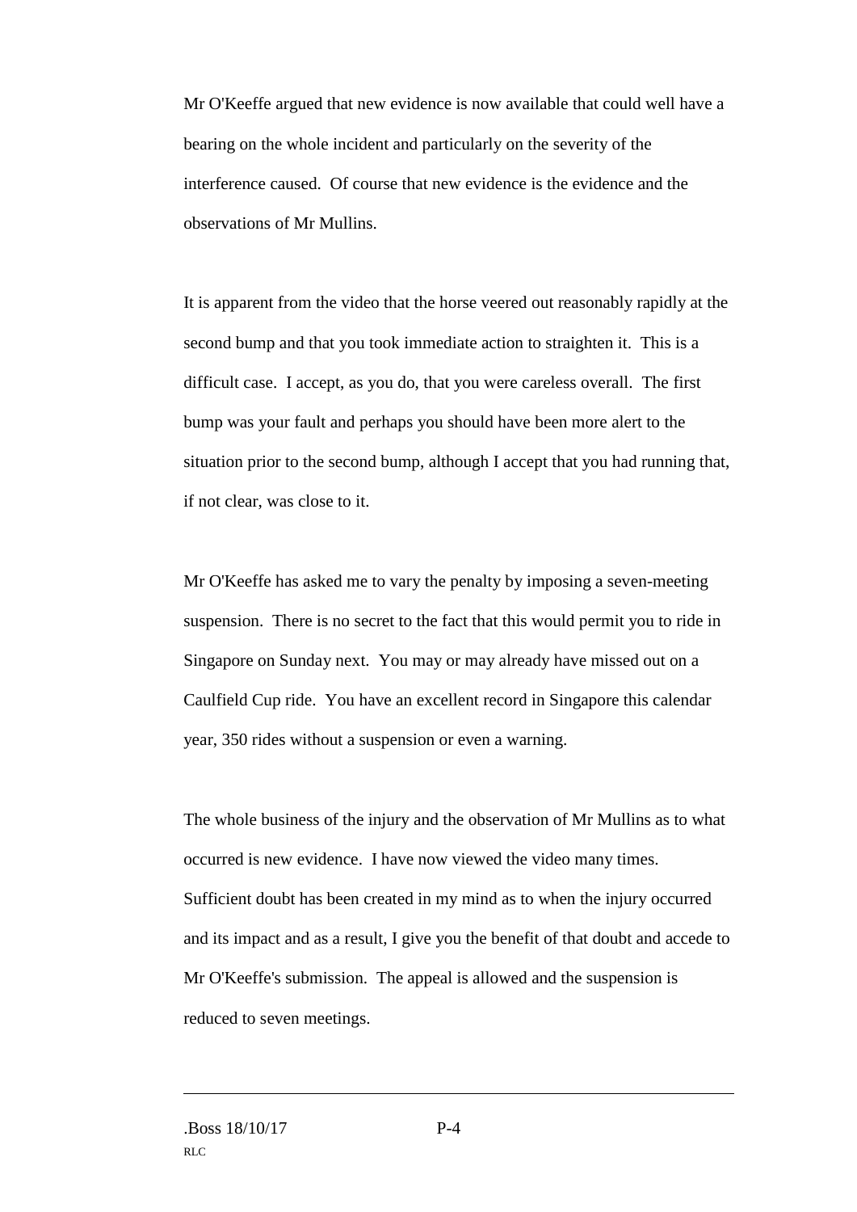Mr O'Keeffe argued that new evidence is now available that could well have a bearing on the whole incident and particularly on the severity of the interference caused. Of course that new evidence is the evidence and the observations of Mr Mullins.

It is apparent from the video that the horse veered out reasonably rapidly at the second bump and that you took immediate action to straighten it. This is a difficult case. I accept, as you do, that you were careless overall. The first bump was your fault and perhaps you should have been more alert to the situation prior to the second bump, although I accept that you had running that, if not clear, was close to it.

Mr O'Keeffe has asked me to vary the penalty by imposing a seven-meeting suspension. There is no secret to the fact that this would permit you to ride in Singapore on Sunday next. You may or may already have missed out on a Caulfield Cup ride. You have an excellent record in Singapore this calendar year, 350 rides without a suspension or even a warning.

The whole business of the injury and the observation of Mr Mullins as to what occurred is new evidence. I have now viewed the video many times. Sufficient doubt has been created in my mind as to when the injury occurred and its impact and as a result, I give you the benefit of that doubt and accede to Mr O'Keeffe's submission. The appeal is allowed and the suspension is reduced to seven meetings.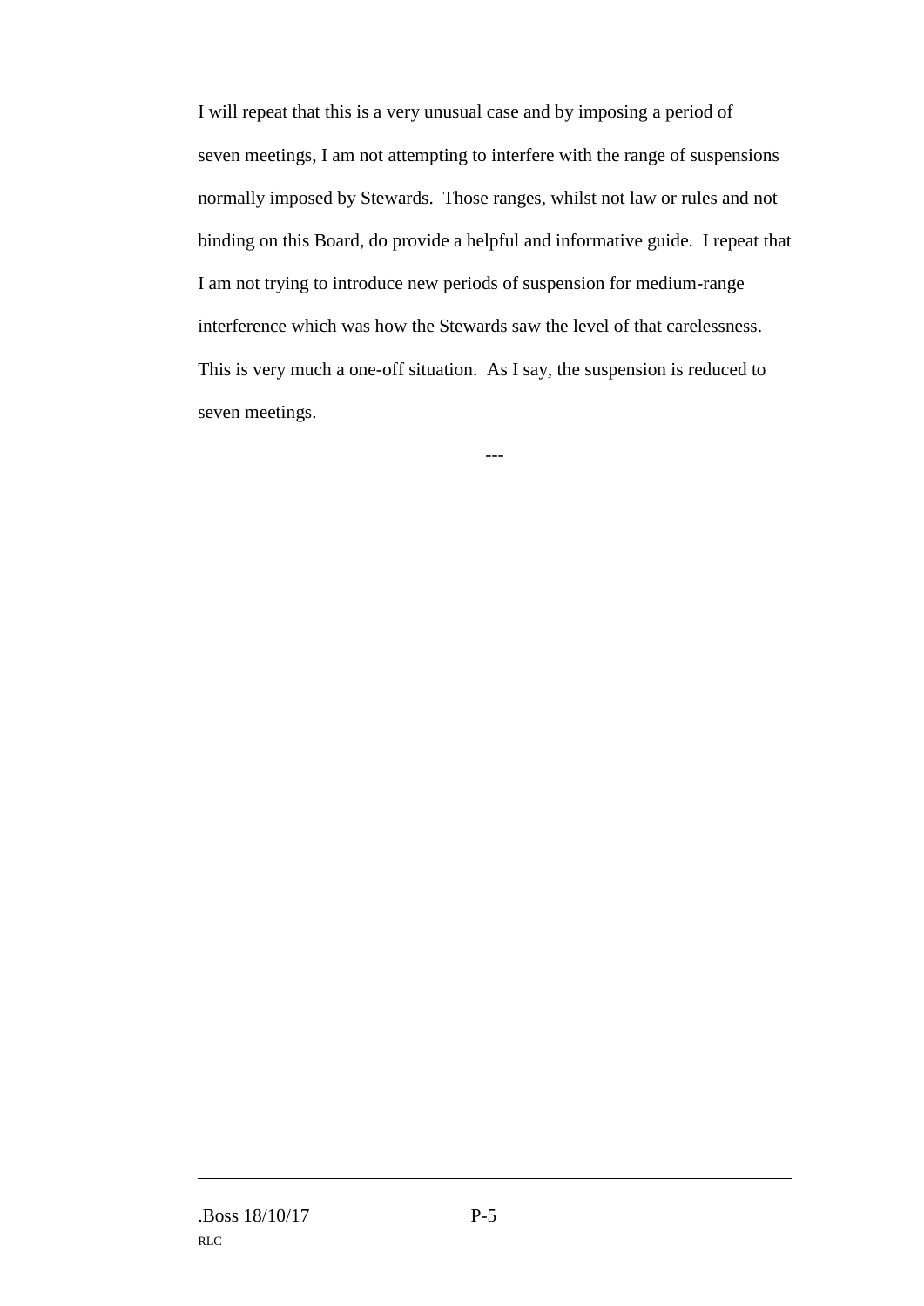I will repeat that this is a very unusual case and by imposing a period of seven meetings, I am not attempting to interfere with the range of suspensions normally imposed by Stewards. Those ranges, whilst not law or rules and not binding on this Board, do provide a helpful and informative guide. I repeat that I am not trying to introduce new periods of suspension for medium-range interference which was how the Stewards saw the level of that carelessness. This is very much a one-off situation. As I say, the suspension is reduced to seven meetings.

---